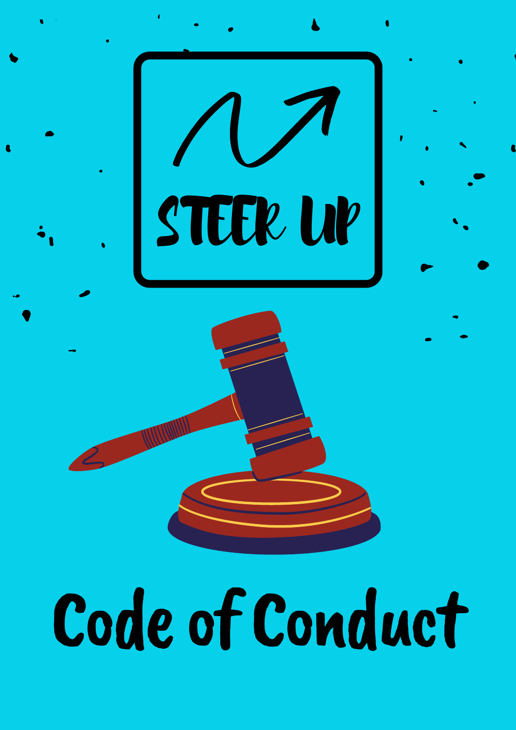STEER UP

# Code of Conduct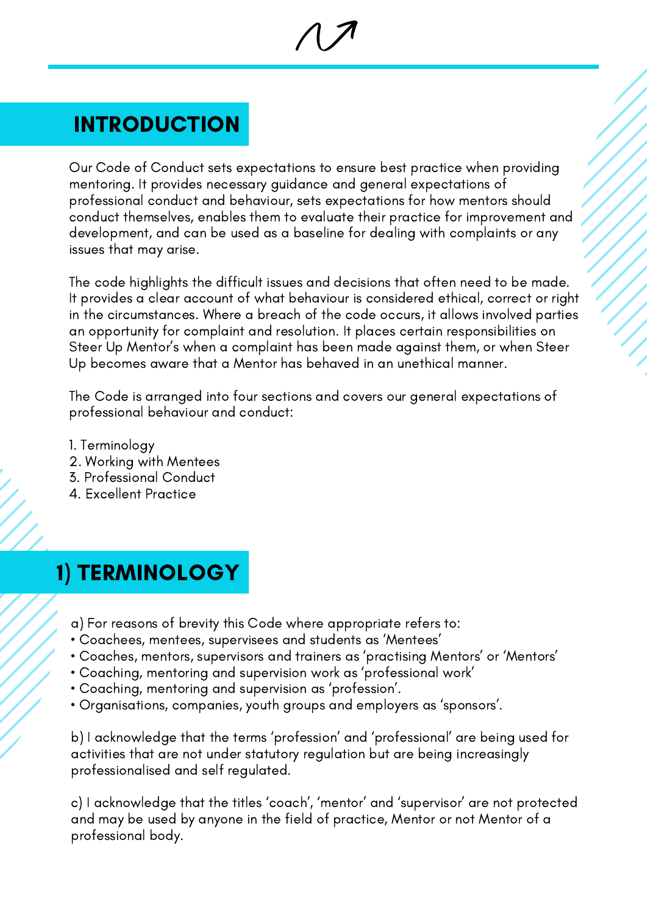## INTRODUCTION

Our Code of Conduct sets expectations to ensure best practice when providing mentoring. It provides necessary guidance and general expectations of professional conduct and behaviour, sets expectations for how mentors should conduct themselves, enables them to evaluate their practice for improvement and development, and can be used as a baseline for dealing with complaints or any issues that may arise.

The code highlights the difficult issues and decisions that often need to be made. It provides a clear account of what behaviour is considered ethical, correct or right in the circumstances. Where a breach of the code occurs, it allows involved parties an opportunity for complaint and resolution. It places certain responsibilities on Steer Up Mentor's when a complaint has been made against them, or when Steer Up becomes aware that a Mentor has behaved in an unethical manner.

The Code is arranged into four sections and covers our general expectations of professional behaviour and conduct:

1. Terminology
2. Working with Mentees
3. Professional Conduct
4. Excellent Practice

## 1) TERMINOLOGY

a) For reasons of brevity this Code where appropriate refers to:

- Coachees, mentees, supervisees and students as 'Mentees'
- Coaches, mentors, supervisors and trainers as 'practising Mentors' or 'Mentors'
- Coaching, mentoring and supervision work as 'professional work'
- Coaching, mentoring and supervision as 'profession'.
- Organisations, companies, youth groups and employers as 'sponsors'.

b) I acknowledge that the terms 'profession' and 'professional' are being used for activities that are not under statutory regulation but are being increasingly professionalised and self regulated.

c) I acknowledge that the titles 'coach', 'mentor' and 'supervisor' are not protected and may be used by anyone in the field of practice, Mentor or not Mentor of a professional body.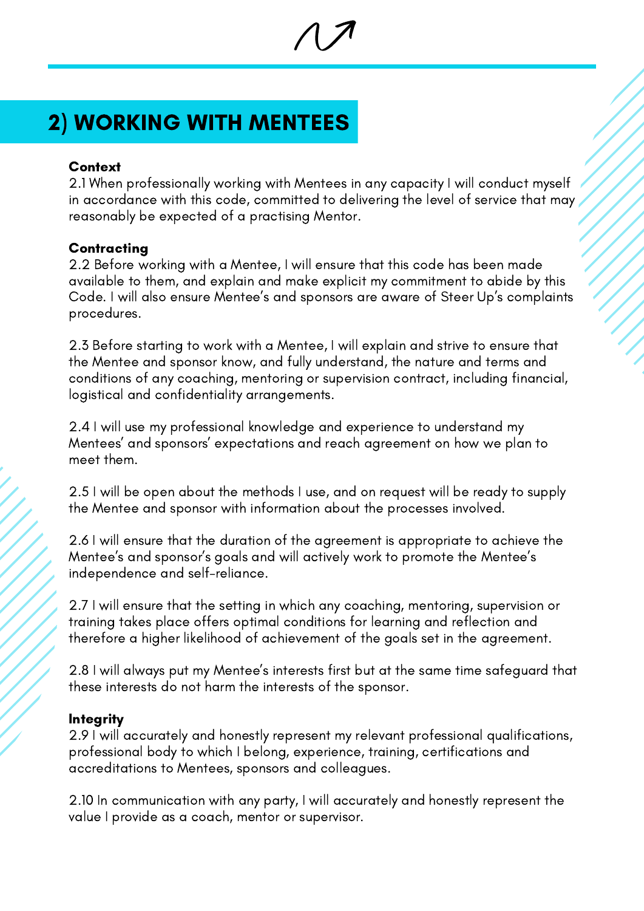## 2) WORKING WITH MENTEES

**Context**

2.1 When professionally working with Mentees in any capacity I will conduct myself in accordance with this code, committed to delivering the level of service that may reasonably be expected of a practising Mentor.

**Contracting**

2.2 Before working with a Mentee, I will ensure that this code has been made available to them, and explain and make explicit my commitment to abide by this Code. I will also ensure Mentee's and sponsors are aware of Steer Up's complaints procedures.

2.3 Before starting to work with a Mentee, I will explain and strive to ensure that the Mentee and sponsor know, and fully understand, the nature and terms and conditions of any coaching, mentoring or supervision contract, including financial, logistical and confidentiality arrangements.

2.4 I will use my professional knowledge and experience to understand my Mentees' and sponsors' expectations and reach agreement on how we plan to meet them.

2.5 I will be open about the methods I use, and on request will be ready to supply the Mentee and sponsor with information about the processes involved.

2.6 I will ensure that the duration of the agreement is appropriate to achieve the Mentee's and sponsor's goals and will actively work to promote the Mentee's independence and self-reliance.

2.7 I will ensure that the setting in which any coaching, mentoring, supervision or training takes place offers optimal conditions for learning and reflection and therefore a higher likelihood of achievement of the goals set in the agreement.

2.8 I will always put my Mentee's interests first but at the same time safeguard that these interests do not harm the interests of the sponsor.

**Integrity**

2.9 I will accurately and honestly represent my relevant professional qualifications, professional body to which I belong, experience, training, certifications and accreditations to Mentees, sponsors and colleagues.

2.10 In communication with any party, I will accurately and honestly represent the value I provide as a coach, mentor or supervisor.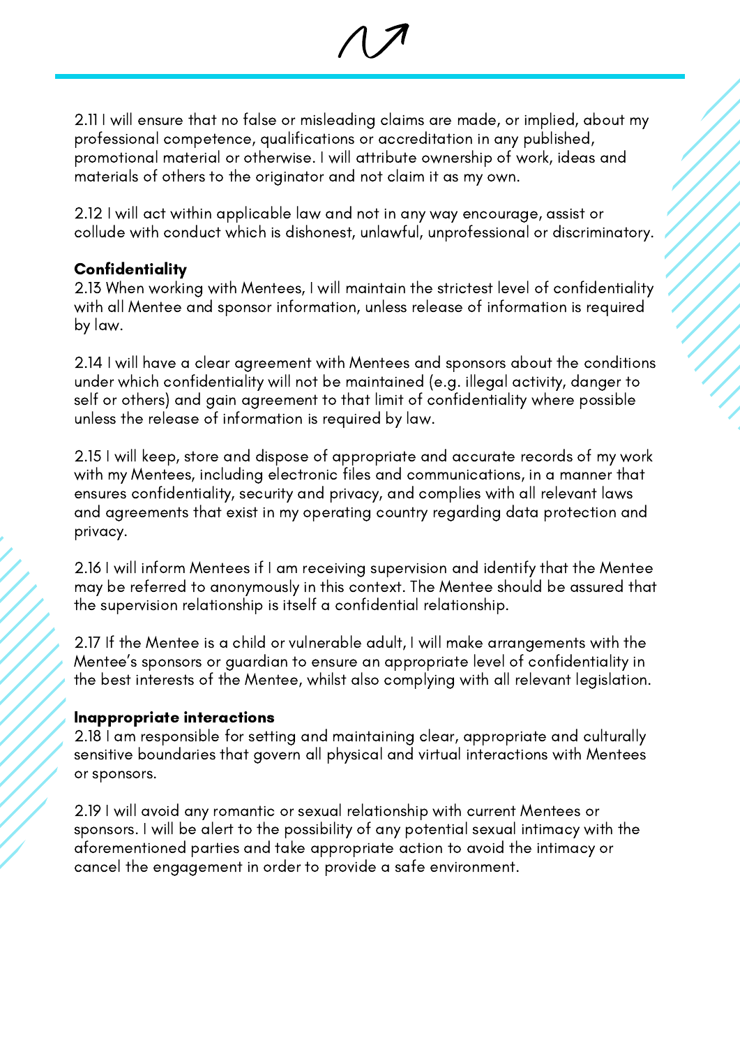2.11 I will ensure that no false or misleading claims are made, or implied, about my professional competence, qualifications or accreditation in any published, promotional material or otherwise. I will attribute ownership of work, ideas and materials of others to the originator and not claim it as my own.

2.12 I will act within applicable law and not in any way encourage, assist or collude with conduct which is dishonest, unlawful, unprofessional or discriminatory.

**Confidentiality**

2.13 When working with Mentees, I will maintain the strictest level of confidentiality with all Mentee and sponsor information, unless release of information is required by law.

2.14 I will have a clear agreement with Mentees and sponsors about the conditions under which confidentiality will not be maintained (e.g. illegal activity, danger to self or others) and gain agreement to that limit of confidentiality where possible unless the release of information is required by law.

2.15 I will keep, store and dispose of appropriate and accurate records of my work with my Mentees, including electronic files and communications, in a manner that ensures confidentiality, security and privacy, and complies with all relevant laws and agreements that exist in my operating country regarding data protection and privacy.

2.16 I will inform Mentees if I am receiving supervision and identify that the Mentee may be referred to anonymously in this context. The Mentee should be assured that the supervision relationship is itself a confidential relationship.

2.17 If the Mentee is a child or vulnerable adult, I will make arrangements with the Mentee's sponsors or guardian to ensure an appropriate level of confidentiality in the best interests of the Mentee, whilst also complying with all relevant legislation.

**Inappropriate interactions**

2.18 I am responsible for setting and maintaining clear, appropriate and culturally sensitive boundaries that govern all physical and virtual interactions with Mentees or sponsors.

2.19 I will avoid any romantic or sexual relationship with current Mentees or sponsors. I will be alert to the possibility of any potential sexual intimacy with the aforementioned parties and take appropriate action to avoid the intimacy or cancel the engagement in order to provide a safe environment.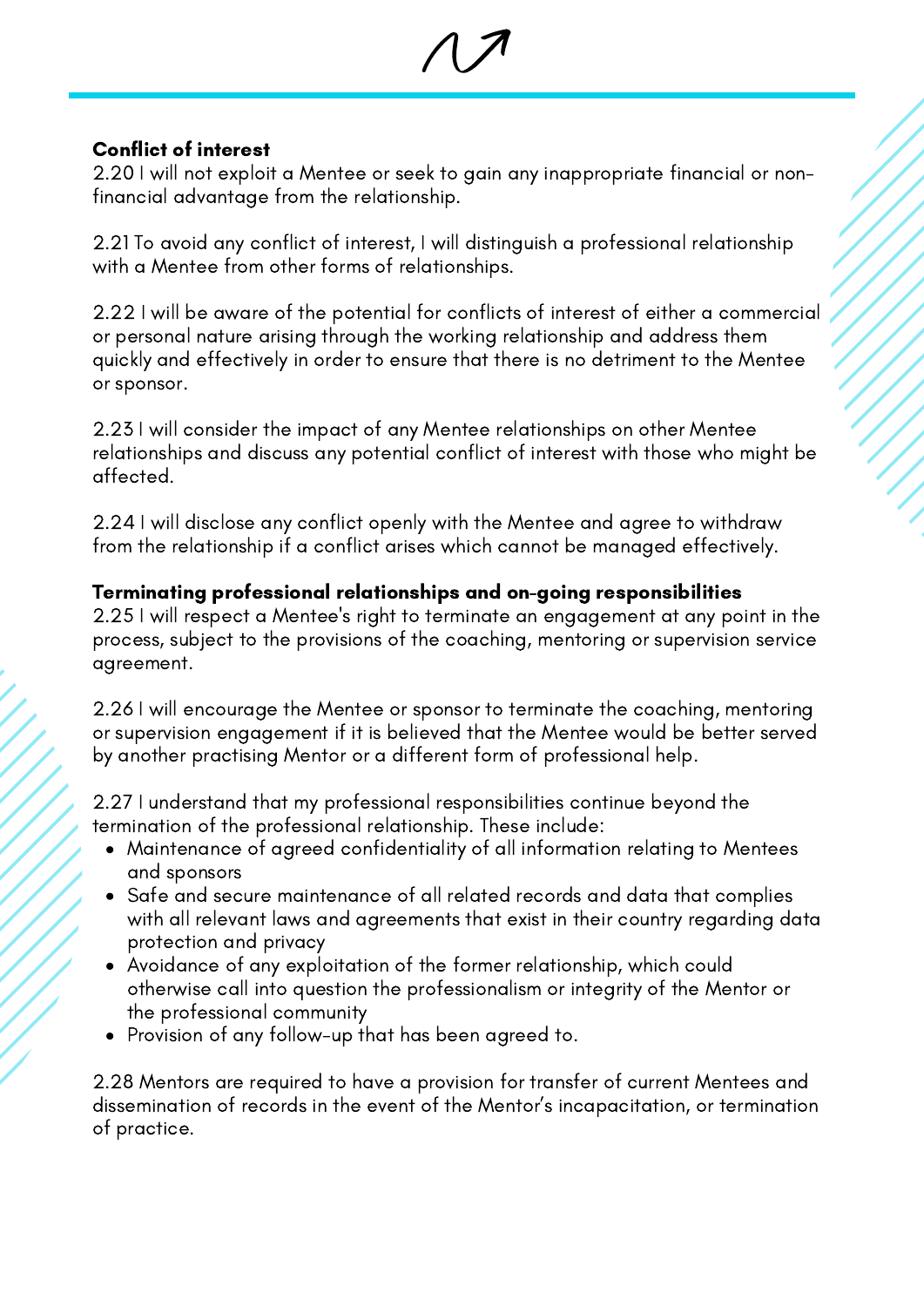**Conflict of interest**

2.20 I will not exploit a Mentee or seek to gain any inappropriate financial or non-financial advantage from the relationship.

2.21 To avoid any conflict of interest, I will distinguish a professional relationship with a Mentee from other forms of relationships.

2.22 I will be aware of the potential for conflicts of interest of either a commercial or personal nature arising through the working relationship and address them quickly and effectively in order to ensure that there is no detriment to the Mentee or sponsor.

2.23 I will consider the impact of any Mentee relationships on other Mentee relationships and discuss any potential conflict of interest with those who might be affected.

2.24 I will disclose any conflict openly with the Mentee and agree to withdraw from the relationship if a conflict arises which cannot be managed effectively.

**Terminating professional relationships and on-going responsibilities**

2.25 I will respect a Mentee's right to terminate an engagement at any point in the process, subject to the provisions of the coaching, mentoring or supervision service agreement.

2.26 I will encourage the Mentee or sponsor to terminate the coaching, mentoring or supervision engagement if it is believed that the Mentee would be better served by another practising Mentor or a different form of professional help.

2.27 I understand that my professional responsibilities continue beyond the termination of the professional relationship. These include:

- Maintenance of agreed confidentiality of all information relating to Mentees and sponsors
- Safe and secure maintenance of all related records and data that complies with all relevant laws and agreements that exist in their country regarding data protection and privacy
- Avoidance of any exploitation of the former relationship, which could otherwise call into question the professionalism or integrity of the Mentor or the professional community
- Provision of any follow-up that has been agreed to.

2.28 Mentors are required to have a provision for transfer of current Mentees and dissemination of records in the event of the Mentor's incapacitation, or termination of practice.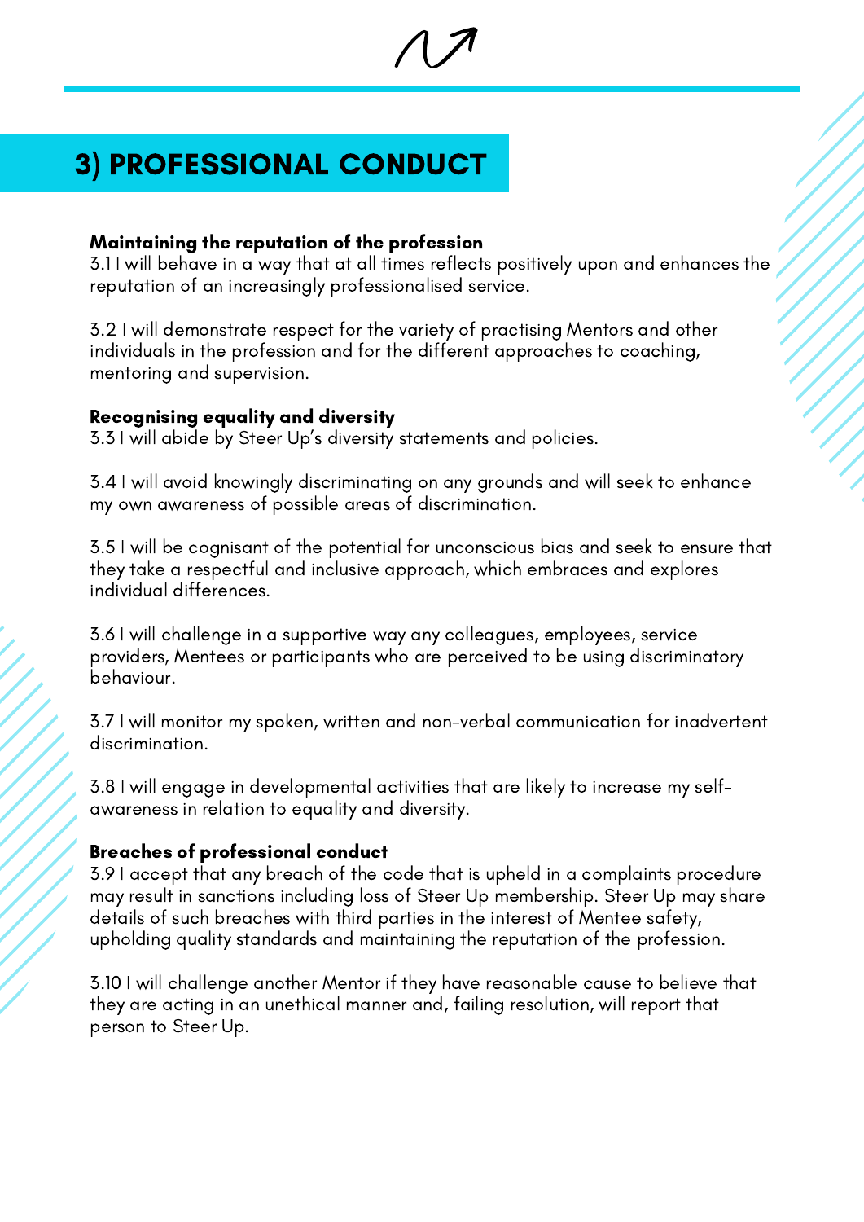## 3) PROFESSIONAL CONDUCT

**Maintaining the reputation of the profession**

3.1 I will behave in a way that at all times reflects positively upon and enhances the reputation of an increasingly professionalised service.

3.2 I will demonstrate respect for the variety of practising Mentors and other individuals in the profession and for the different approaches to coaching, mentoring and supervision.

**Recognising equality and diversity**

3.3 I will abide by Steer Up's diversity statements and policies.

3.4 I will avoid knowingly discriminating on any grounds and will seek to enhance my own awareness of possible areas of discrimination.

3.5 I will be cognisant of the potential for unconscious bias and seek to ensure that they take a respectful and inclusive approach, which embraces and explores individual differences.

3.6 I will challenge in a supportive way any colleagues, employees, service providers, Mentees or participants who are perceived to be using discriminatory behaviour.

3.7 I will monitor my spoken, written and non-verbal communication for inadvertent discrimination.

3.8 I will engage in developmental activities that are likely to increase my self-awareness in relation to equality and diversity.

**Breaches of professional conduct**

3.9 I accept that any breach of the code that is upheld in a complaints procedure may result in sanctions including loss of Steer Up membership. Steer Up may share details of such breaches with third parties in the interest of Mentee safety, upholding quality standards and maintaining the reputation of the profession.

3.10 I will challenge another Mentor if they have reasonable cause to believe that they are acting in an unethical manner and, failing resolution, will report that person to Steer Up.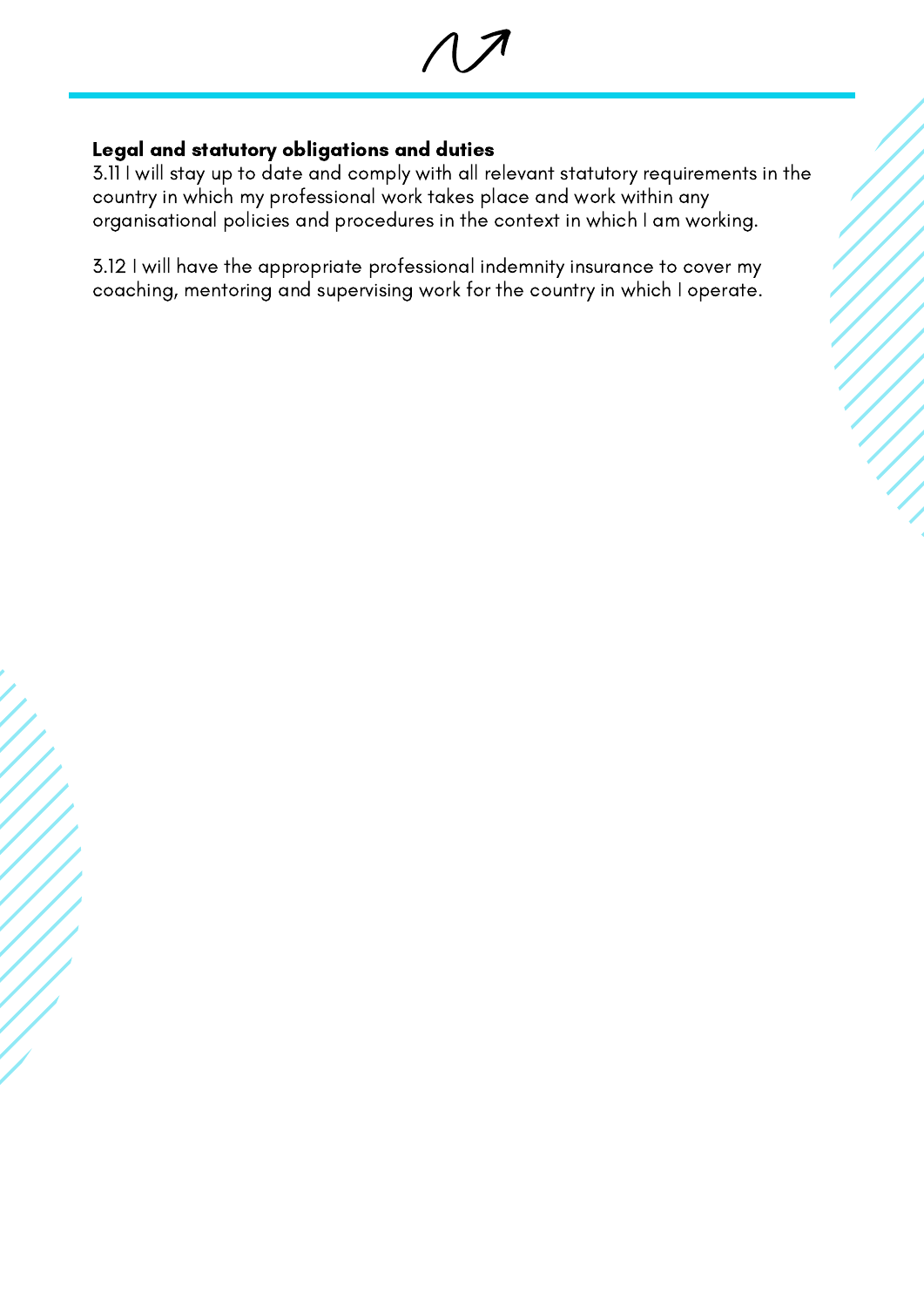**Legal and statutory obligations and duties**

3.11 I will stay up to date and comply with all relevant statutory requirements in the country in which my professional work takes place and work within any organisational policies and procedures in the context in which I am working.

3.12 I will have the appropriate professional indemnity insurance to cover my coaching, mentoring and supervising work for the country in which I operate.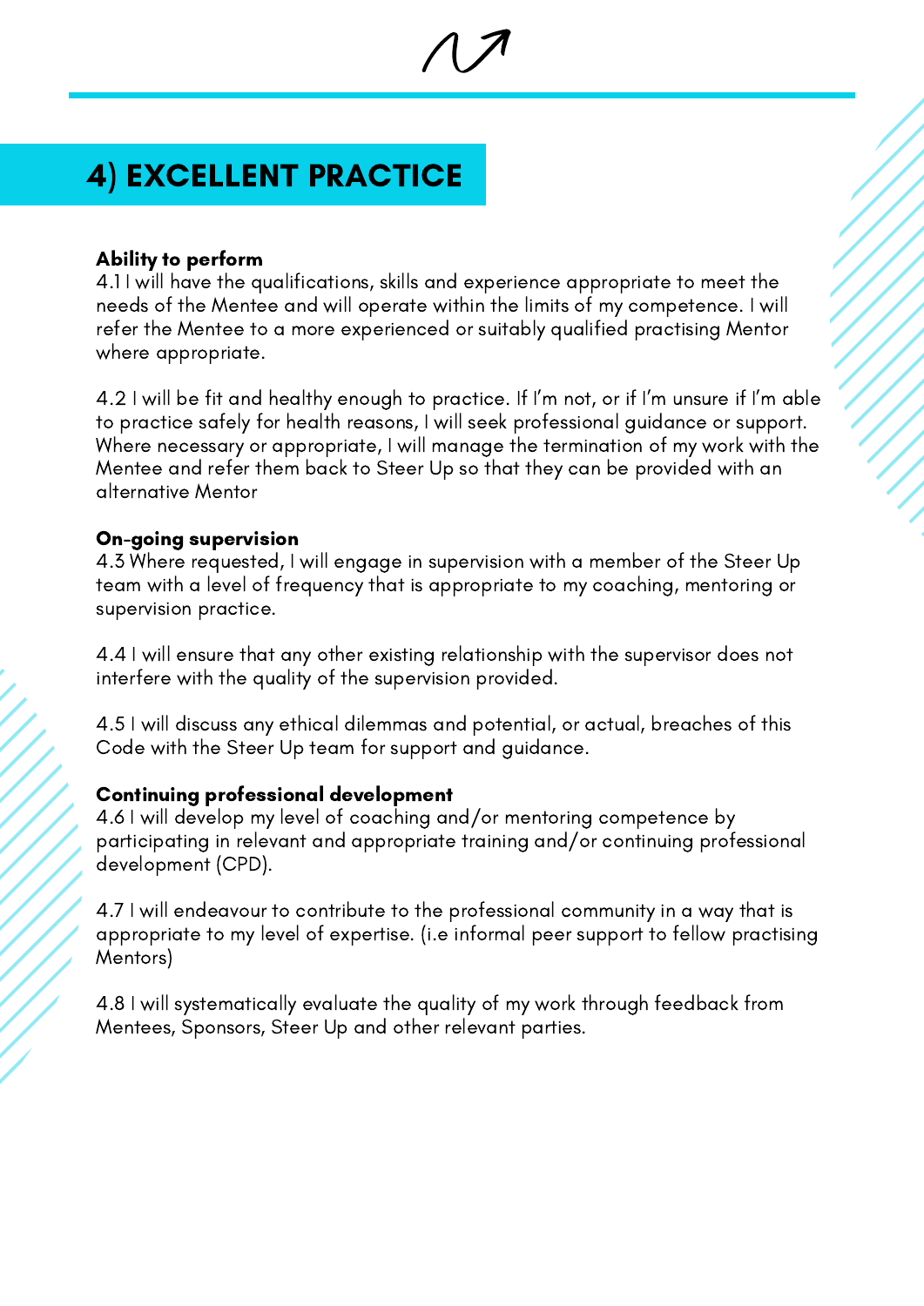## 4) EXCELLENT PRACTICE

**Ability to perform**

4.1 I will have the qualifications, skills and experience appropriate to meet the needs of the Mentee and will operate within the limits of my competence. I will refer the Mentee to a more experienced or suitably qualified practising Mentor where appropriate.

4.2 I will be fit and healthy enough to practice. If I'm not, or if I'm unsure if I'm able to practice safely for health reasons, I will seek professional guidance or support. Where necessary or appropriate, I will manage the termination of my work with the Mentee and refer them back to Steer Up so that they can be provided with an alternative Mentor

**On-going supervision**

4.3 Where requested, I will engage in supervision with a member of the Steer Up team with a level of frequency that is appropriate to my coaching, mentoring or supervision practice.

4.4 I will ensure that any other existing relationship with the supervisor does not interfere with the quality of the supervision provided.

4.5 I will discuss any ethical dilemmas and potential, or actual, breaches of this Code with the Steer Up team for support and guidance.

**Continuing professional development**

4.6 I will develop my level of coaching and/or mentoring competence by participating in relevant and appropriate training and/or continuing professional development (CPD).

4.7 I will endeavour to contribute to the professional community in a way that is appropriate to my level of expertise. (i.e informal peer support to fellow practising Mentors)

4.8 I will systematically evaluate the quality of my work through feedback from Mentees, Sponsors, Steer Up and other relevant parties.